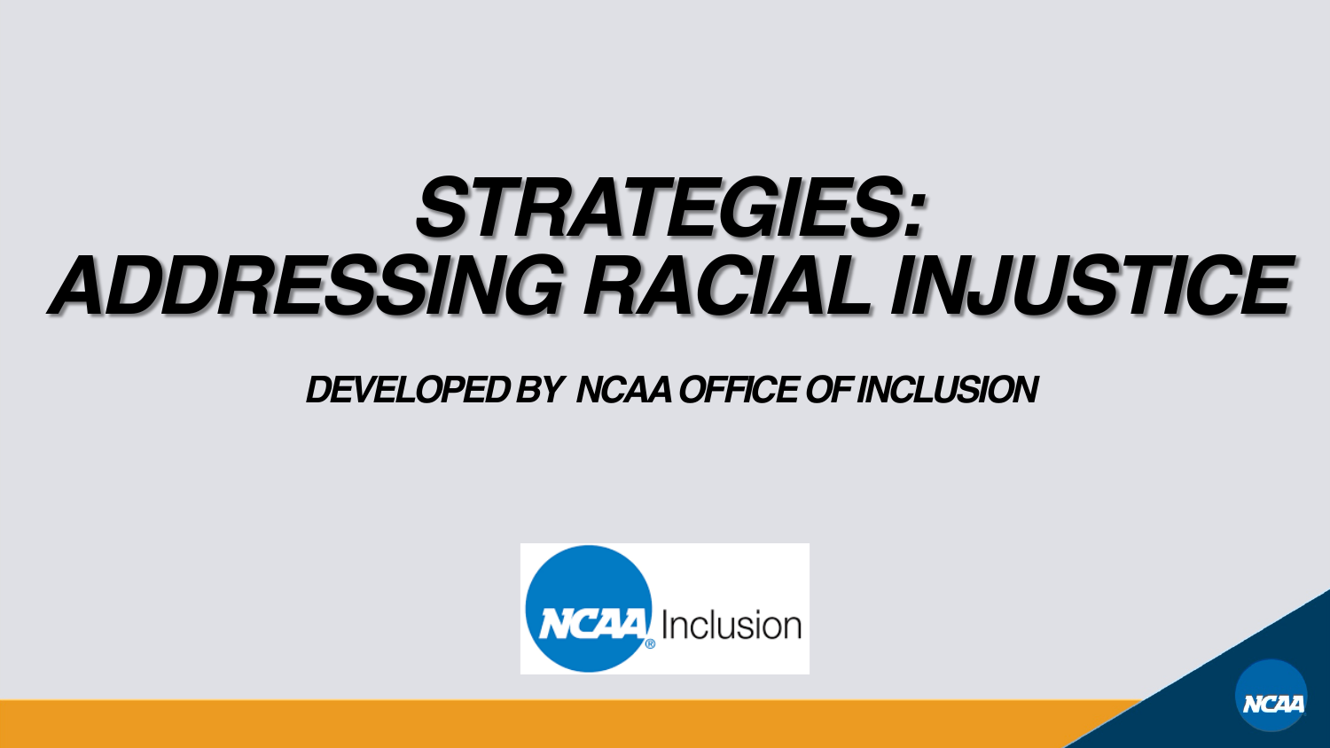# STRATEGIES: ADDRESSING RACIAL INJUSTICE

***DEVELOPED BY NCAA OFFICE OF INCLUSION***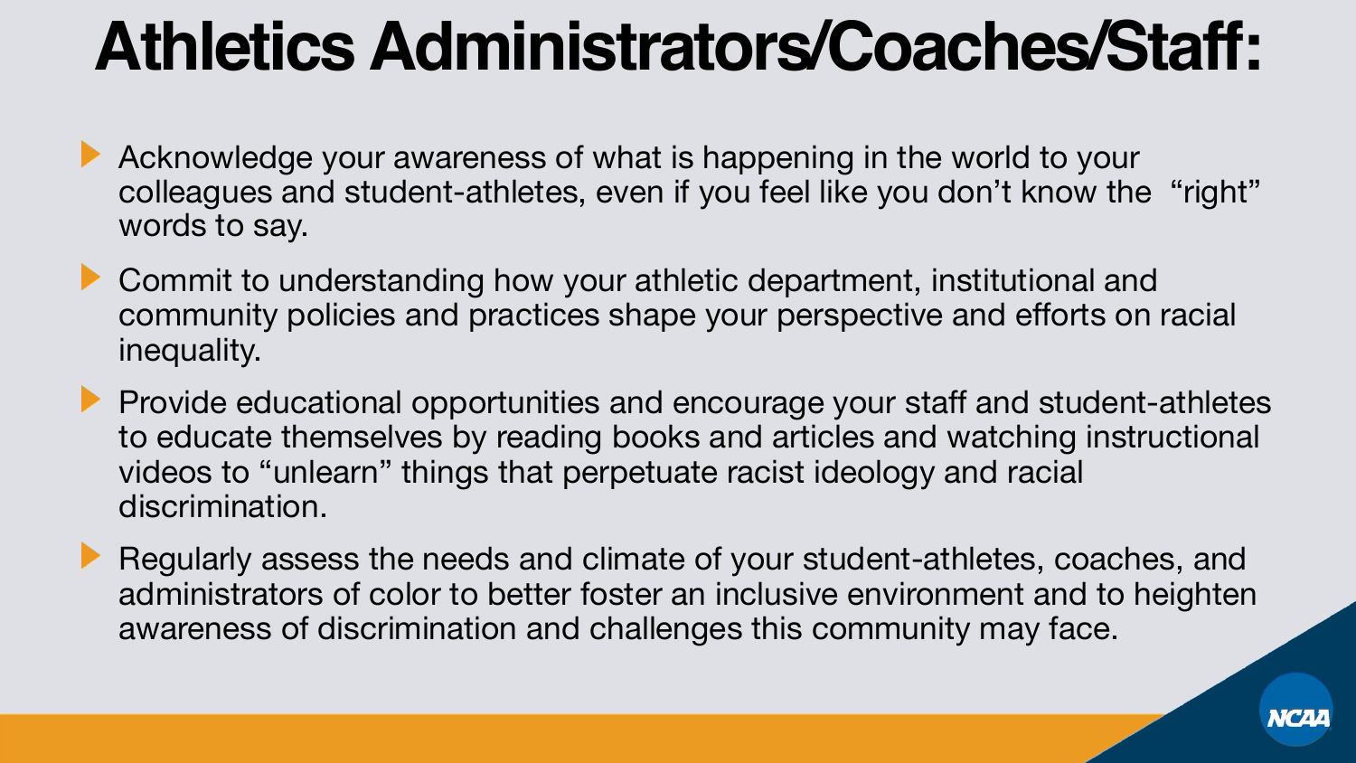# Athletics Administrators/Coaches/Staff:

- Acknowledge your awareness of what is happening in the world to your colleagues and student-athletes, even if you feel like you don't know the "right" words to say.
- Commit to understanding how your athletic department, institutional and community policies and practices shape your perspective and efforts on racial inequality.
- Provide educational opportunities and encourage your staff and student-athletes to educate themselves by reading books and articles and watching instructional videos to "unlearn" things that perpetuate racist ideology and racial discrimination.
- Regularly assess the needs and climate of your student-athletes, coaches, and administrators of color to better foster an inclusive environment and to heighten awareness of discrimination and challenges this community may face.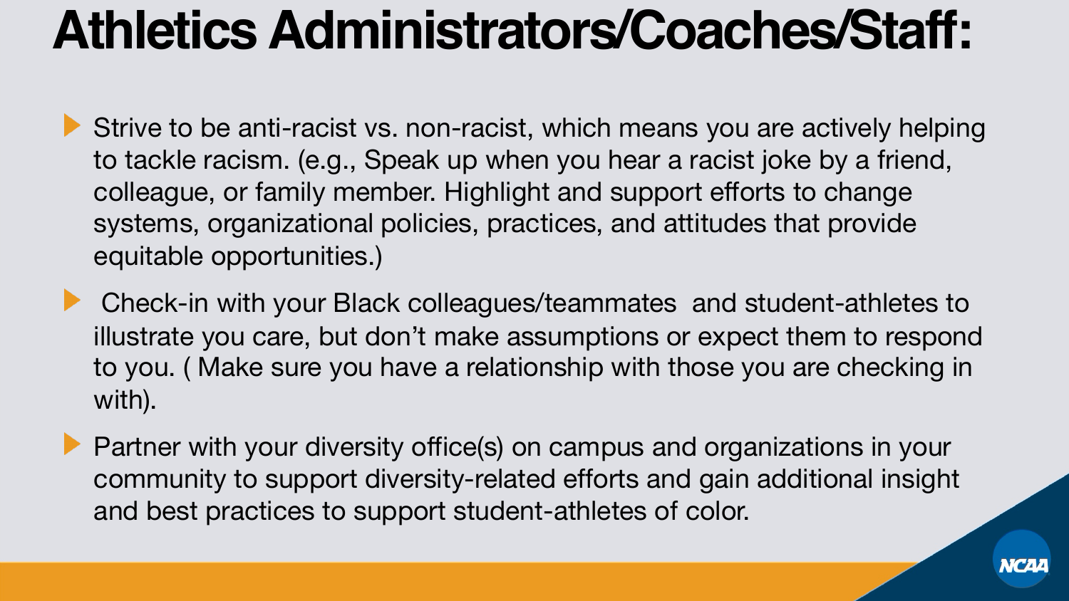# Athletics Administrators/Coaches/Staff:

- Strive to be anti-racist vs. non-racist, which means you are actively helping to tackle racism. (e.g., Speak up when you hear a racist joke by a friend, colleague, or family member. Highlight and support efforts to change systems, organizational policies, practices, and attitudes that provide equitable opportunities.)
- Check-in with your Black colleagues/teammates and student-athletes to illustrate you care, but don't make assumptions or expect them to respond to you. ( Make sure you have a relationship with those you are checking in with).
- Partner with your diversity office(s) on campus and organizations in your community to support diversity-related efforts and gain additional insight and best practices to support student-athletes of color.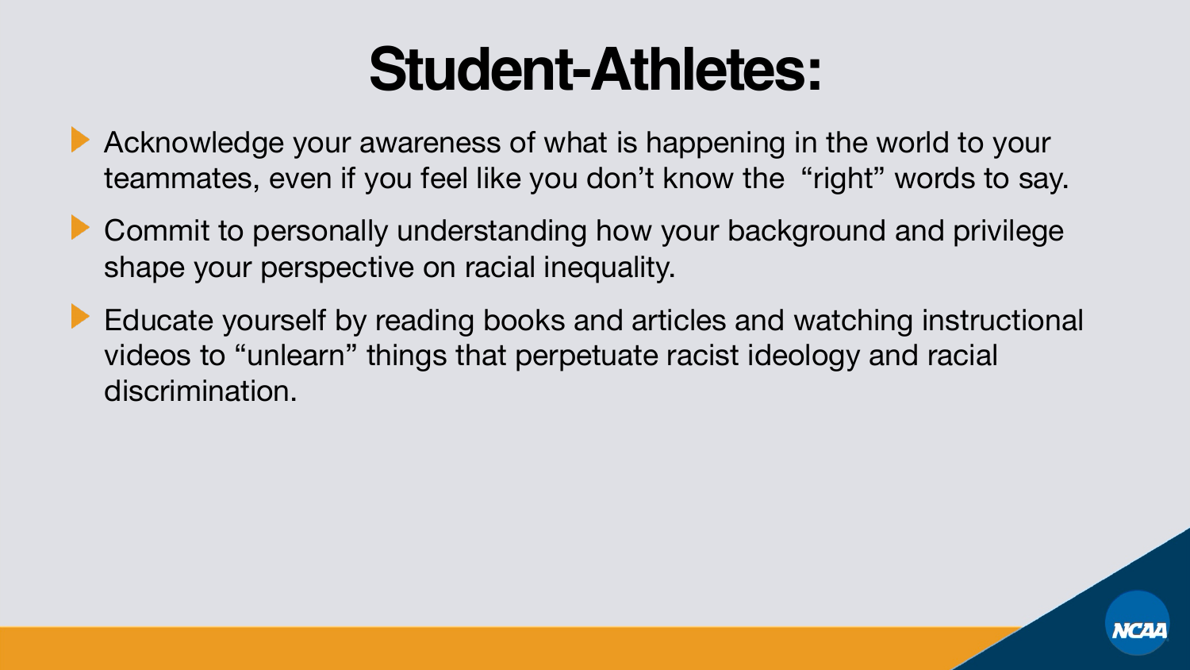# Student-Athletes:

- Acknowledge your awareness of what is happening in the world to your teammates, even if you feel like you don't know the "right" words to say.
- Commit to personally understanding how your background and privilege shape your perspective on racial inequality.
- Educate yourself by reading books and articles and watching instructional videos to "unlearn" things that perpetuate racist ideology and racial discrimination.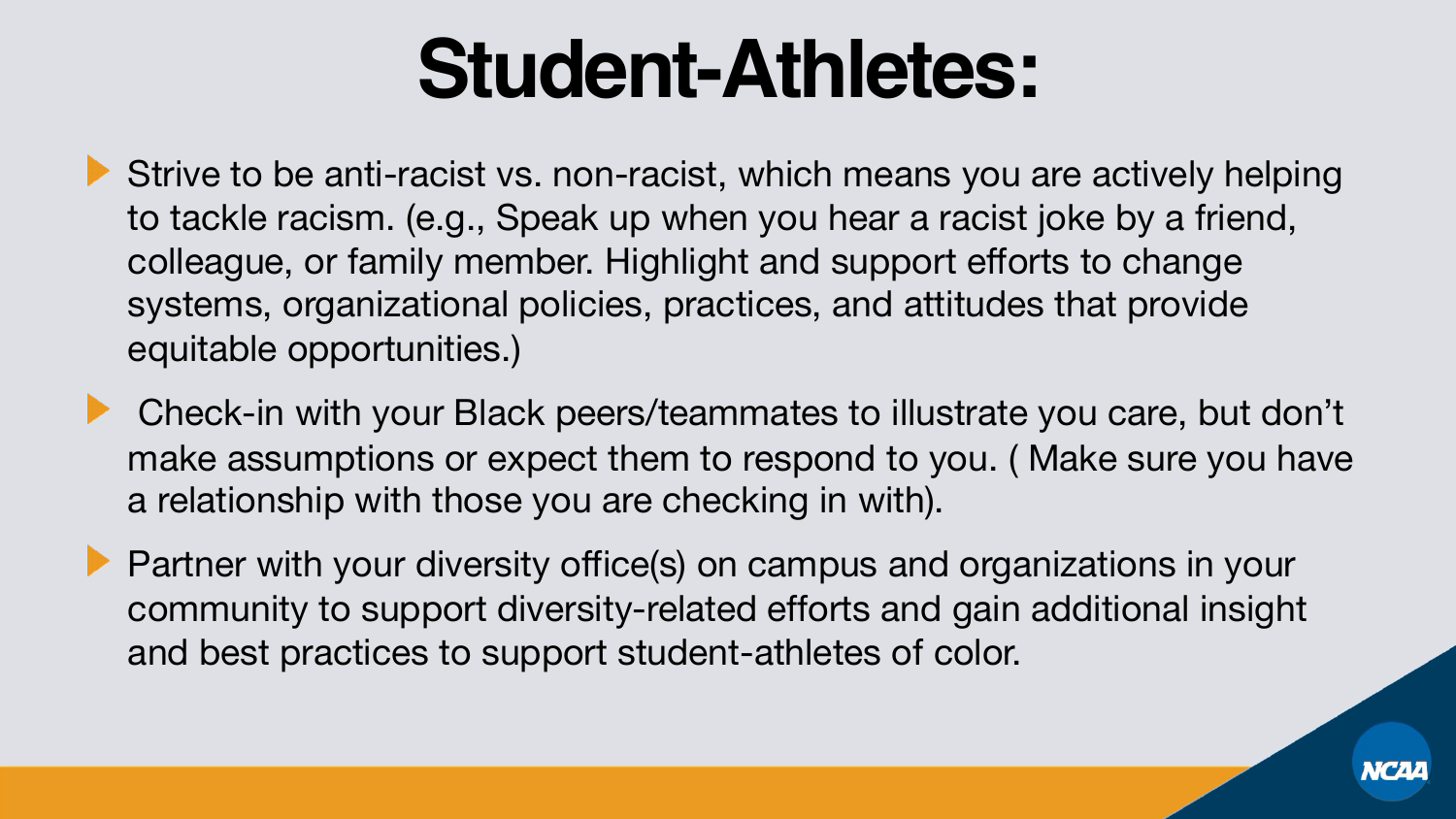# Student-Athletes:

- Strive to be anti-racist vs. non-racist, which means you are actively helping to tackle racism. (e.g., Speak up when you hear a racist joke by a friend, colleague, or family member. Highlight and support efforts to change systems, organizational policies, practices, and attitudes that provide equitable opportunities.)
- Check-in with your Black peers/teammates to illustrate you care, but don't make assumptions or expect them to respond to you. ( Make sure you have a relationship with those you are checking in with).
- Partner with your diversity office(s) on campus and organizations in your community to support diversity-related efforts and gain additional insight and best practices to support student-athletes of color.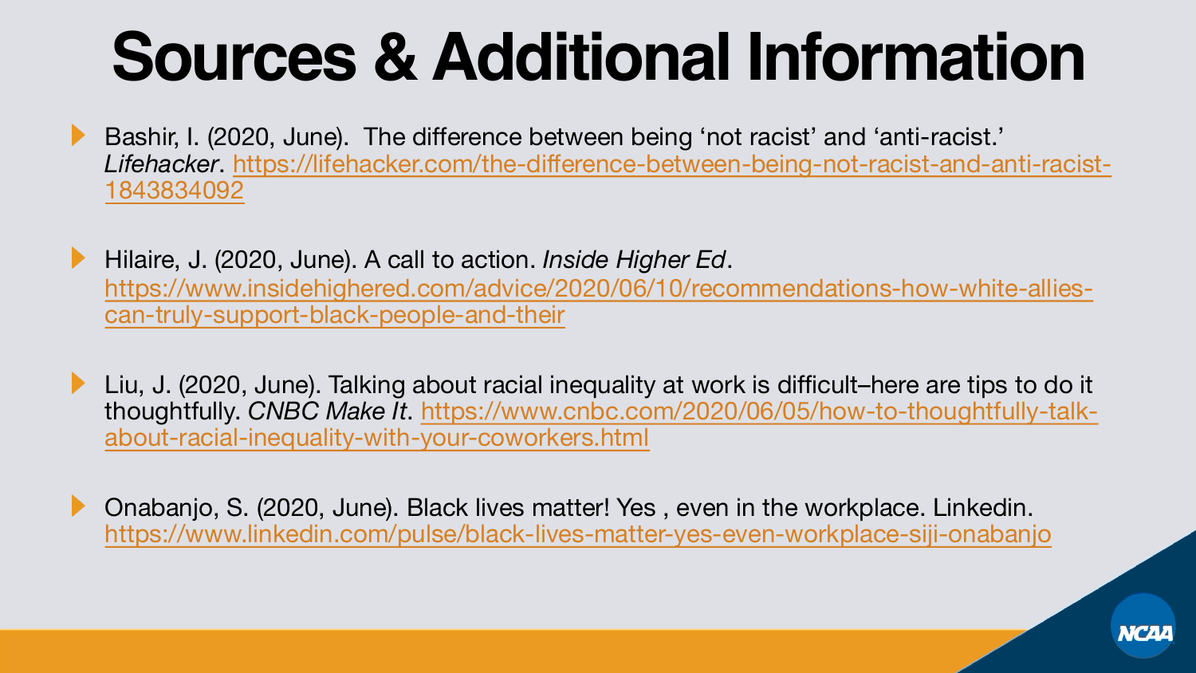# Sources & Additional Information

- Bashir, I. (2020, June). The difference between being 'not racist' and 'anti-racist.' *Lifehacker*. https://lifehacker.com/the-difference-between-being-not-racist-and-anti-racist-1843834092

- Hilaire, J. (2020, June). A call to action. *Inside Higher Ed*. https://www.insidehighered.com/advice/2020/06/10/recommendations-how-white-allies-can-truly-support-black-people-and-their

- Liu, J. (2020, June). Talking about racial inequality at work is difficult–here are tips to do it thoughtfully. *CNBC Make It*. https://www.cnbc.com/2020/06/05/how-to-thoughtfully-talk-about-racial-inequality-with-your-coworkers.html

- Onabanjo, S. (2020, June). Black lives matter! Yes , even in the workplace. Linkedin. https://www.linkedin.com/pulse/black-lives-matter-yes-even-workplace-siji-onabanjo